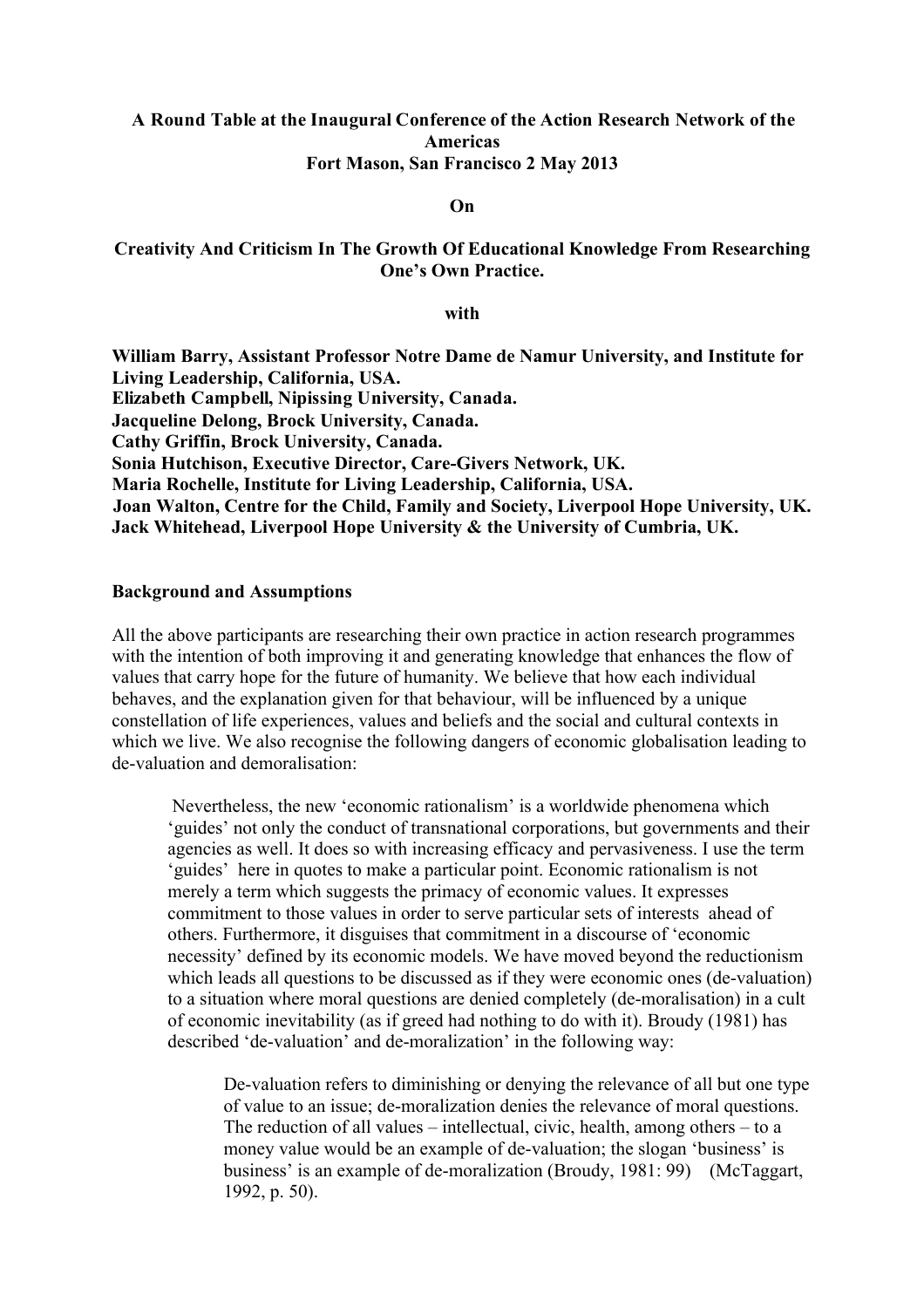**A Round Table at the Inaugural Conference of the Action Research Network of the Americas**
**Fort Mason, San Francisco 2 May 2013**

**On**

**Creativity And Criticism In The Growth Of Educational Knowledge From Researching One's Own Practice.**

**with**

**William Barry, Assistant Professor Notre Dame de Namur University, and Institute for Living Leadership, California, USA.**
**Elizabeth Campbell, Nipissing University, Canada.**
**Jacqueline Delong, Brock University, Canada.**
**Cathy Griffin, Brock University, Canada.**
**Sonia Hutchison, Executive Director, Care-Givers Network, UK.**
**Maria Rochelle, Institute for Living Leadership, California, USA.**
**Joan Walton, Centre for the Child, Family and Society, Liverpool Hope University, UK.**
**Jack Whitehead, Liverpool Hope University & the University of Cumbria, UK.**

## Background and Assumptions

All the above participants are researching their own practice in action research programmes with the intention of both improving it and generating knowledge that enhances the flow of values that carry hope for the future of humanity. We believe that how each individual behaves, and the explanation given for that behaviour, will be influenced by a unique constellation of life experiences, values and beliefs and the social and cultural contexts in which we live. We also recognise the following dangers of economic globalisation leading to de-valuation and demoralisation:

> Nevertheless, the new 'economic rationalism' is a worldwide phenomena which 'guides' not only the conduct of transnational corporations, but governments and their agencies as well. It does so with increasing efficacy and pervasiveness. I use the term 'guides' here in quotes to make a particular point. Economic rationalism is not merely a term which suggests the primacy of economic values. It expresses commitment to those values in order to serve particular sets of interests ahead of others. Furthermore, it disguises that commitment in a discourse of 'economic necessity' defined by its economic models. We have moved beyond the reductionism which leads all questions to be discussed as if they were economic ones (de-valuation) to a situation where moral questions are denied completely (de-moralisation) in a cult of economic inevitability (as if greed had nothing to do with it). Broudy (1981) has described 'de-valuation' and de-moralization' in the following way:
>
> > De-valuation refers to diminishing or denying the relevance of all but one type of value to an issue; de-moralization denies the relevance of moral questions. The reduction of all values – intellectual, civic, health, among others – to a money value would be an example of de-valuation; the slogan 'business' is business' is an example of de-moralization (Broudy, 1981: 99) (McTaggart, 1992, p. 50).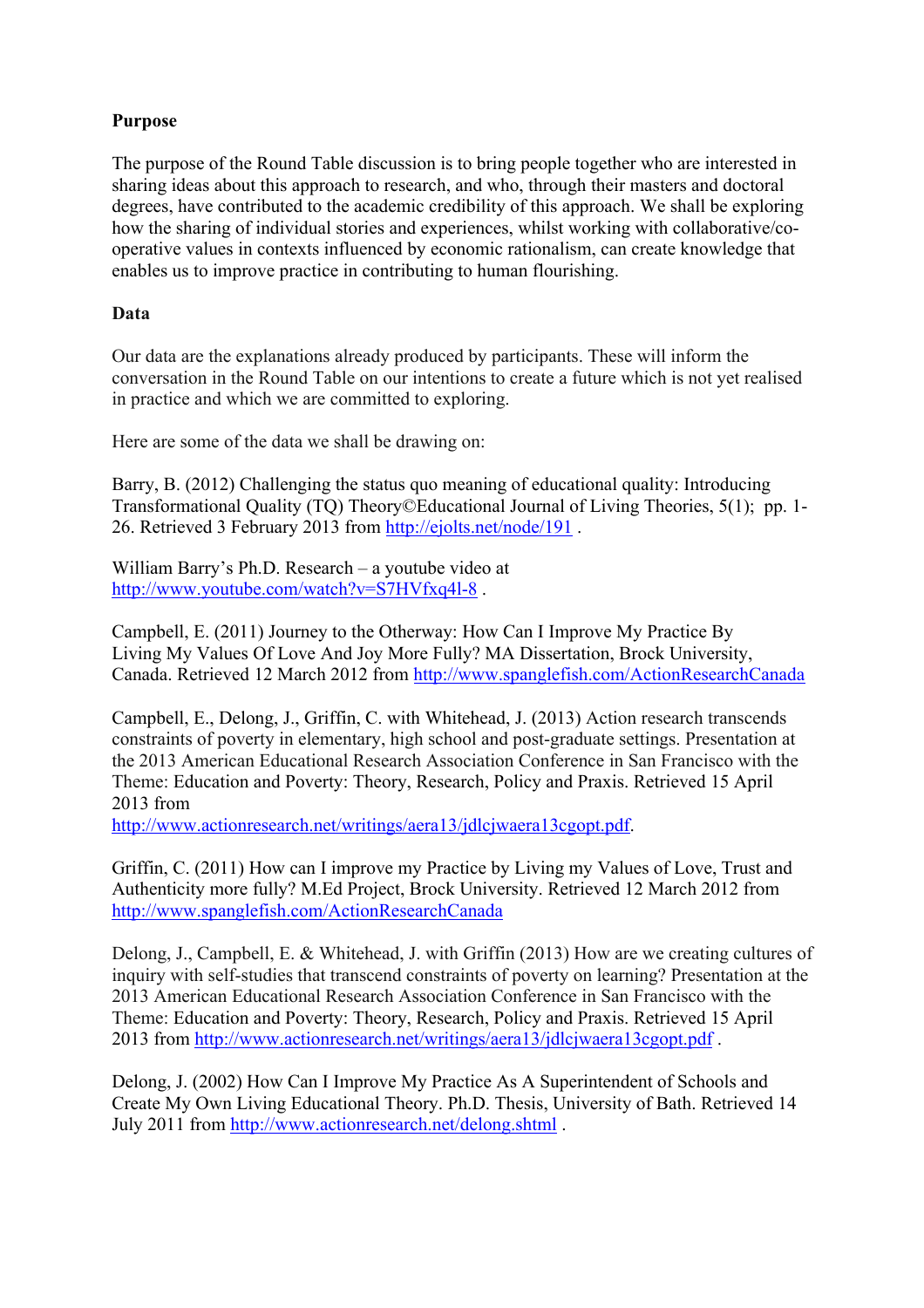**Purpose**

The purpose of the Round Table discussion is to bring people together who are interested in sharing ideas about this approach to research, and who, through their masters and doctoral degrees, have contributed to the academic credibility of this approach. We shall be exploring how the sharing of individual stories and experiences, whilst working with collaborative/co-operative values in contexts influenced by economic rationalism, can create knowledge that enables us to improve practice in contributing to human flourishing.

**Data**

Our data are the explanations already produced by participants. These will inform the conversation in the Round Table on our intentions to create a future which is not yet realised in practice and which we are committed to exploring.

Here are some of the data we shall be drawing on:

Barry, B. (2012) Challenging the status quo meaning of educational quality: Introducing Transformational Quality (TQ) Theory©Educational Journal of Living Theories, 5(1); pp. 1-26. Retrieved 3 February 2013 from http://ejolts.net/node/191 .

William Barry's Ph.D. Research – a youtube video at http://www.youtube.com/watch?v=S7HVfxq4l-8 .

Campbell, E. (2011) Journey to the Otherway: How Can I Improve My Practice By Living My Values Of Love And Joy More Fully? MA Dissertation, Brock University, Canada. Retrieved 12 March 2012 from http://www.spanglefish.com/ActionResearchCanada

Campbell, E., Delong, J., Griffin, C. with Whitehead, J. (2013) Action research transcends constraints of poverty in elementary, high school and post-graduate settings. Presentation at the 2013 American Educational Research Association Conference in San Francisco with the Theme: Education and Poverty: Theory, Research, Policy and Praxis. Retrieved 15 April 2013 from http://www.actionresearch.net/writings/aera13/jdlcjwaera13cgopt.pdf.

Griffin, C. (2011) How can I improve my Practice by Living my Values of Love, Trust and Authenticity more fully? M.Ed Project, Brock University. Retrieved 12 March 2012 from http://www.spanglefish.com/ActionResearchCanada

Delong, J., Campbell, E. & Whitehead, J. with Griffin (2013) How are we creating cultures of inquiry with self-studies that transcend constraints of poverty on learning? Presentation at the 2013 American Educational Research Association Conference in San Francisco with the Theme: Education and Poverty: Theory, Research, Policy and Praxis. Retrieved 15 April 2013 from http://www.actionresearch.net/writings/aera13/jdlcjwaera13cgopt.pdf .

Delong, J. (2002) How Can I Improve My Practice As A Superintendent of Schools and Create My Own Living Educational Theory. Ph.D. Thesis, University of Bath. Retrieved 14 July 2011 from http://www.actionresearch.net/delong.shtml .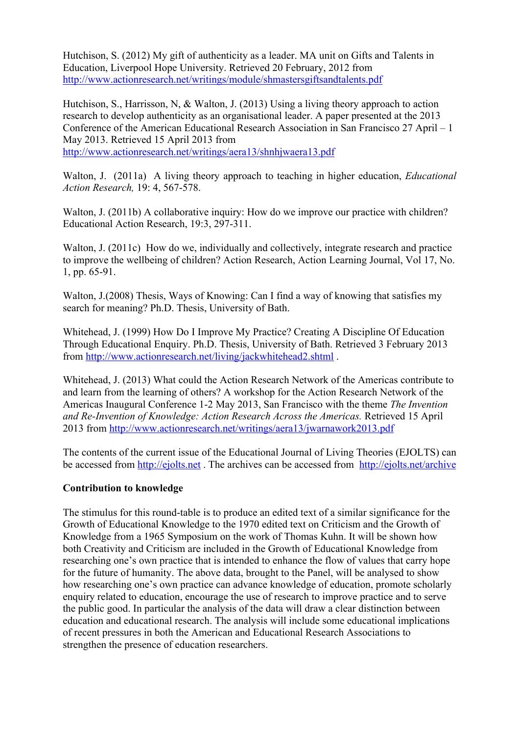Hutchison, S. (2012) My gift of authenticity as a leader. MA unit on Gifts and Talents in Education, Liverpool Hope University. Retrieved 20 February, 2012 from http://www.actionresearch.net/writings/module/shmastersgiftsandtalents.pdf

Hutchison, S., Harrisson, N, & Walton, J. (2013) Using a living theory approach to action research to develop authenticity as an organisational leader. A paper presented at the 2013 Conference of the American Educational Research Association in San Francisco 27 April – 1 May 2013. Retrieved 15 April 2013 from http://www.actionresearch.net/writings/aera13/shnhjwaera13.pdf

Walton, J. (2011a) A living theory approach to teaching in higher education, *Educational Action Research,* 19: 4, 567-578.

Walton, J. (2011b) A collaborative inquiry: How do we improve our practice with children? Educational Action Research, 19:3, 297-311.

Walton, J. (2011c) How do we, individually and collectively, integrate research and practice to improve the wellbeing of children? Action Research, Action Learning Journal, Vol 17, No. 1, pp. 65-91.

Walton, J.(2008) Thesis, Ways of Knowing: Can I find a way of knowing that satisfies my search for meaning? Ph.D. Thesis, University of Bath.

Whitehead, J. (1999) How Do I Improve My Practice? Creating A Discipline Of Education Through Educational Enquiry. Ph.D. Thesis, University of Bath. Retrieved 3 February 2013 from http://www.actionresearch.net/living/jackwhitehead2.shtml .

Whitehead, J. (2013) What could the Action Research Network of the Americas contribute to and learn from the learning of others? A workshop for the Action Research Network of the Americas Inaugural Conference 1-2 May 2013, San Francisco with the theme *The Invention and Re-Invention of Knowledge: Action Research Across the Americas.* Retrieved 15 April 2013 from http://www.actionresearch.net/writings/aera13/jwarnawork2013.pdf

The contents of the current issue of the Educational Journal of Living Theories (EJOLTS) can be accessed from http://ejolts.net . The archives can be accessed from http://ejolts.net/archive

**Contribution to knowledge**

The stimulus for this round-table is to produce an edited text of a similar significance for the Growth of Educational Knowledge to the 1970 edited text on Criticism and the Growth of Knowledge from a 1965 Symposium on the work of Thomas Kuhn. It will be shown how both Creativity and Criticism are included in the Growth of Educational Knowledge from researching one's own practice that is intended to enhance the flow of values that carry hope for the future of humanity. The above data, brought to the Panel, will be analysed to show how researching one's own practice can advance knowledge of education, promote scholarly enquiry related to education, encourage the use of research to improve practice and to serve the public good. In particular the analysis of the data will draw a clear distinction between education and educational research. The analysis will include some educational implications of recent pressures in both the American and Educational Research Associations to strengthen the presence of education researchers.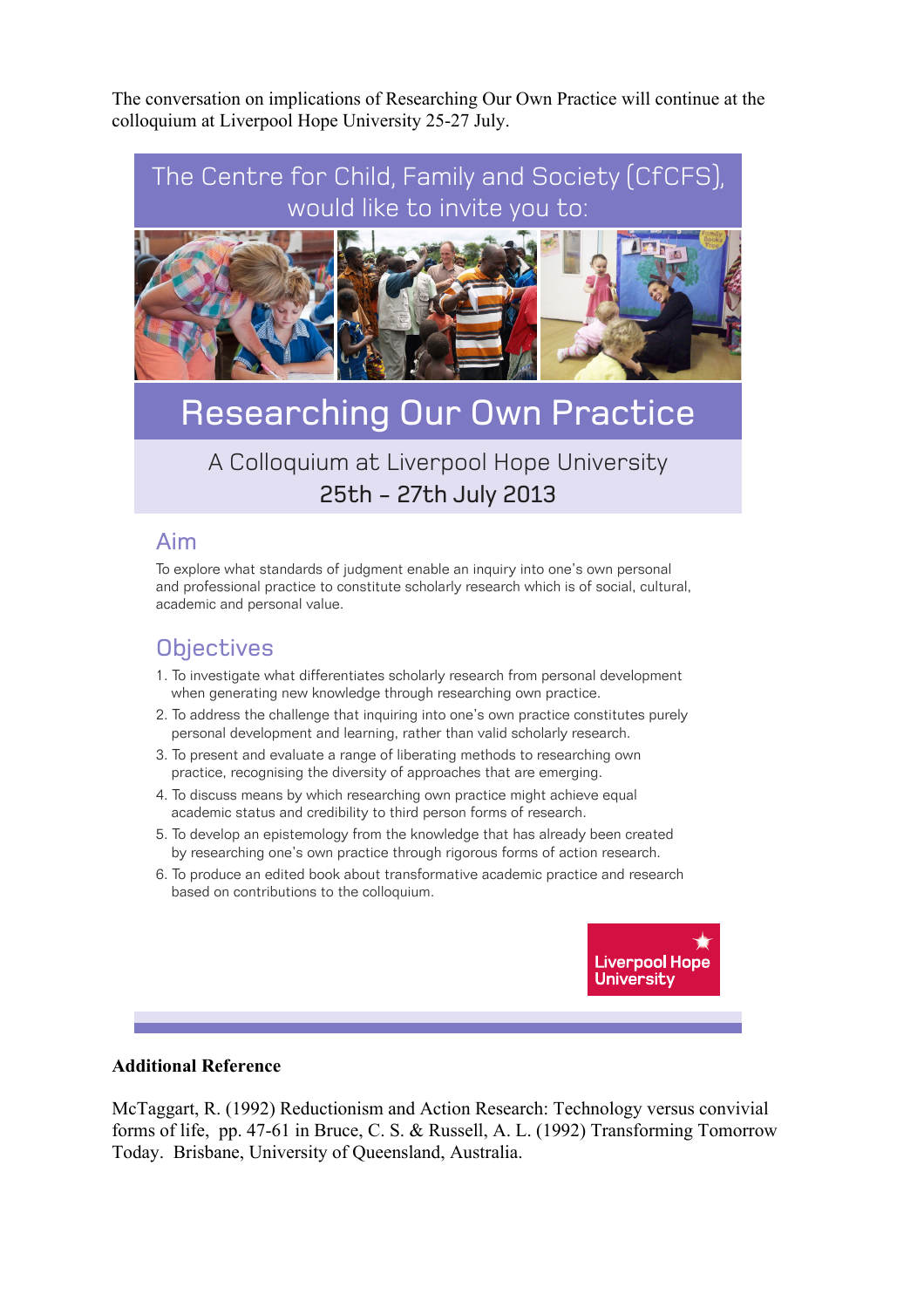The conversation on implications of Researching Our Own Practice will continue at the colloquium at Liverpool Hope University 25-27 July.

The Centre for Child, Family and Society (CfCFS), would like to invite you to:

# Researching Our Own Practice

A Colloquium at Liverpool Hope University

25th – 27th July 2013

## Aim

To explore what standards of judgment enable an inquiry into one's own personal and professional practice to constitute scholarly research which is of social, cultural, academic and personal value.

## Objectives

1. To investigate what differentiates scholarly research from personal development when generating new knowledge through researching own practice.
2. To address the challenge that inquiring into one's own practice constitutes purely personal development and learning, rather than valid scholarly research.
3. To present and evaluate a range of liberating methods to researching own practice, recognising the diversity of approaches that are emerging.
4. To discuss means by which researching own practice might achieve equal academic status and credibility to third person forms of research.
5. To develop an epistemology from the knowledge that has already been created by researching one's own practice through rigorous forms of action research.
6. To produce an edited book about transformative academic practice and research based on contributions to the colloquium.

Liverpool Hope University

**Additional Reference**

McTaggart, R. (1992) Reductionism and Action Research: Technology versus convivial forms of life, pp. 47-61 in Bruce, C. S. & Russell, A. L. (1992) Transforming Tomorrow Today. Brisbane, University of Queensland, Australia.